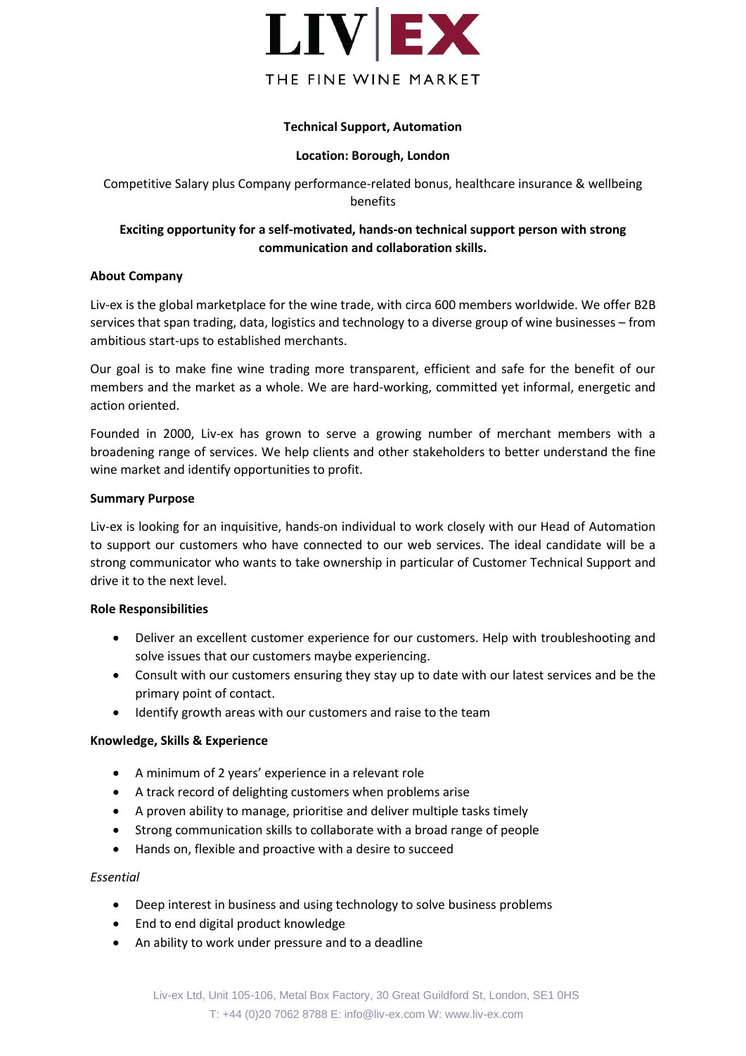LIV | EX

THE FINE WINE MARKET

**Technical Support, Automation**

**Location: Borough, London**

Competitive Salary plus Company performance-related bonus, healthcare insurance & wellbeing benefits

**Exciting opportunity for a self-motivated, hands-on technical support person with strong communication and collaboration skills.**

**About Company**

Liv-ex is the global marketplace for the wine trade, with circa 600 members worldwide. We offer B2B services that span trading, data, logistics and technology to a diverse group of wine businesses – from ambitious start-ups to established merchants.

Our goal is to make fine wine trading more transparent, efficient and safe for the benefit of our members and the market as a whole. We are hard-working, committed yet informal, energetic and action oriented.

Founded in 2000, Liv-ex has grown to serve a growing number of merchant members with a broadening range of services. We help clients and other stakeholders to better understand the fine wine market and identify opportunities to profit.

**Summary Purpose**

Liv-ex is looking for an inquisitive, hands-on individual to work closely with our Head of Automation to support our customers who have connected to our web services. The ideal candidate will be a strong communicator who wants to take ownership in particular of Customer Technical Support and drive it to the next level.

**Role Responsibilities**

- Deliver an excellent customer experience for our customers. Help with troubleshooting and solve issues that our customers maybe experiencing.
- Consult with our customers ensuring they stay up to date with our latest services and be the primary point of contact.
- Identify growth areas with our customers and raise to the team

**Knowledge, Skills & Experience**

- A minimum of 2 years' experience in a relevant role
- A track record of delighting customers when problems arise
- A proven ability to manage, prioritise and deliver multiple tasks timely
- Strong communication skills to collaborate with a broad range of people
- Hands on, flexible and proactive with a desire to succeed

*Essential*

- Deep interest in business and using technology to solve business problems
- End to end digital product knowledge
- An ability to work under pressure and to a deadline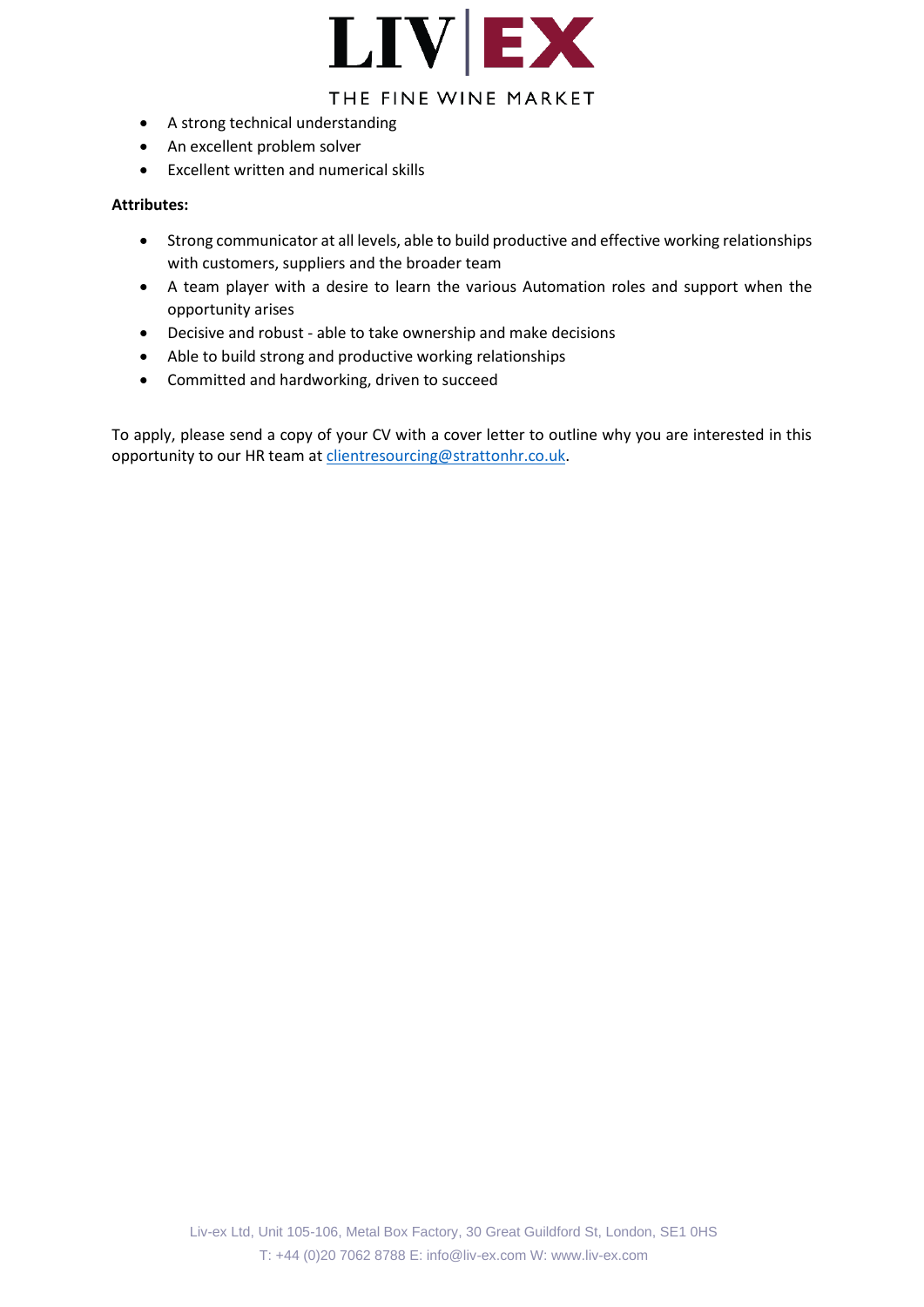- A strong technical understanding
- An excellent problem solver
- Excellent written and numerical skills

**Attributes:**

- Strong communicator at all levels, able to build productive and effective working relationships with customers, suppliers and the broader team
- A team player with a desire to learn the various Automation roles and support when the opportunity arises
- Decisive and robust - able to take ownership and make decisions
- Able to build strong and productive working relationships
- Committed and hardworking, driven to succeed

To apply, please send a copy of your CV with a cover letter to outline why you are interested in this opportunity to our HR team at clientresourcing@strattonhr.co.uk.